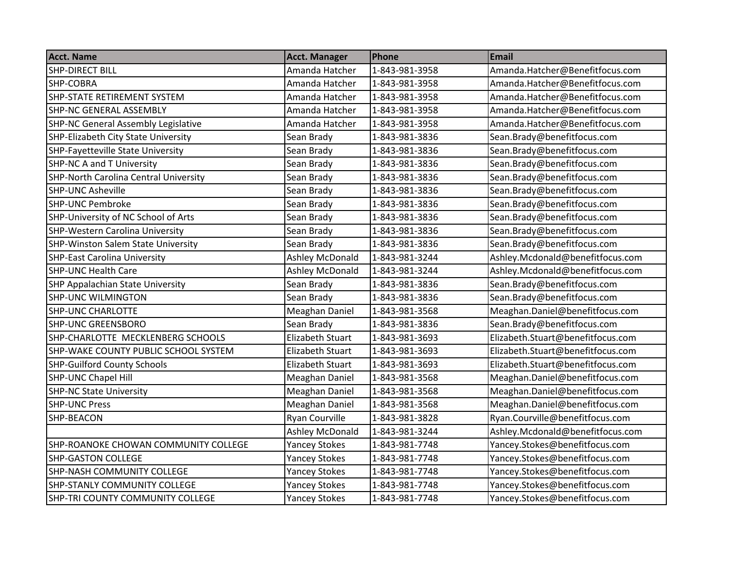| Acct. Name | Acct. Manager | Phone | Email |
| --- | --- | --- | --- |
| SHP-DIRECT BILL | Amanda Hatcher | 1-843-981-3958 | Amanda.Hatcher@Benefitfocus.com |
| SHP-COBRA | Amanda Hatcher | 1-843-981-3958 | Amanda.Hatcher@Benefitfocus.com |
| SHP-STATE RETIREMENT SYSTEM | Amanda Hatcher | 1-843-981-3958 | Amanda.Hatcher@Benefitfocus.com |
| SHP-NC GENERAL ASSEMBLY | Amanda Hatcher | 1-843-981-3958 | Amanda.Hatcher@Benefitfocus.com |
| SHP-NC General Assembly Legislative | Amanda Hatcher | 1-843-981-3958 | Amanda.Hatcher@Benefitfocus.com |
| SHP-Elizabeth City State University | Sean Brady | 1-843-981-3836 | Sean.Brady@benefitfocus.com |
| SHP-Fayetteville State University | Sean Brady | 1-843-981-3836 | Sean.Brady@benefitfocus.com |
| SHP-NC A and T University | Sean Brady | 1-843-981-3836 | Sean.Brady@benefitfocus.com |
| SHP-North Carolina Central University | Sean Brady | 1-843-981-3836 | Sean.Brady@benefitfocus.com |
| SHP-UNC Asheville | Sean Brady | 1-843-981-3836 | Sean.Brady@benefitfocus.com |
| SHP-UNC Pembroke | Sean Brady | 1-843-981-3836 | Sean.Brady@benefitfocus.com |
| SHP-University of NC School of Arts | Sean Brady | 1-843-981-3836 | Sean.Brady@benefitfocus.com |
| SHP-Western Carolina University | Sean Brady | 1-843-981-3836 | Sean.Brady@benefitfocus.com |
| SHP-Winston Salem State University | Sean Brady | 1-843-981-3836 | Sean.Brady@benefitfocus.com |
| SHP-East Carolina University | Ashley McDonald | 1-843-981-3244 | Ashley.Mcdonald@benefitfocus.com |
| SHP-UNC Health Care | Ashley McDonald | 1-843-981-3244 | Ashley.Mcdonald@benefitfocus.com |
| SHP Appalachian State University | Sean Brady | 1-843-981-3836 | Sean.Brady@benefitfocus.com |
| SHP-UNC WILMINGTON | Sean Brady | 1-843-981-3836 | Sean.Brady@benefitfocus.com |
| SHP-UNC CHARLOTTE | Meaghan Daniel | 1-843-981-3568 | Meaghan.Daniel@benefitfocus.com |
| SHP-UNC GREENSBORO | Sean Brady | 1-843-981-3836 | Sean.Brady@benefitfocus.com |
| SHP-CHARLOTTE MECKLENBERG SCHOOLS | Elizabeth Stuart | 1-843-981-3693 | Elizabeth.Stuart@benefitfocus.com |
| SHP-WAKE COUNTY PUBLIC SCHOOL SYSTEM | Elizabeth Stuart | 1-843-981-3693 | Elizabeth.Stuart@benefitfocus.com |
| SHP-Guilford County Schools | Elizabeth Stuart | 1-843-981-3693 | Elizabeth.Stuart@benefitfocus.com |
| SHP-UNC Chapel Hill | Meaghan Daniel | 1-843-981-3568 | Meaghan.Daniel@benefitfocus.com |
| SHP-NC State University | Meaghan Daniel | 1-843-981-3568 | Meaghan.Daniel@benefitfocus.com |
| SHP-UNC Press | Meaghan Daniel | 1-843-981-3568 | Meaghan.Daniel@benefitfocus.com |
| SHP-BEACON | Ryan Courville | 1-843-981-3828 | Ryan.Courville@benefitfocus.com |
|  | Ashley McDonald | 1-843-981-3244 | Ashley.Mcdonald@benefitfocus.com |
| SHP-ROANOKE CHOWAN COMMUNITY COLLEGE | Yancey Stokes | 1-843-981-7748 | Yancey.Stokes@benefitfocus.com |
| SHP-GASTON COLLEGE | Yancey Stokes | 1-843-981-7748 | Yancey.Stokes@benefitfocus.com |
| SHP-NASH COMMUNITY COLLEGE | Yancey Stokes | 1-843-981-7748 | Yancey.Stokes@benefitfocus.com |
| SHP-STANLY COMMUNITY COLLEGE | Yancey Stokes | 1-843-981-7748 | Yancey.Stokes@benefitfocus.com |
| SHP-TRI COUNTY COMMUNITY COLLEGE | Yancey Stokes | 1-843-981-7748 | Yancey.Stokes@benefitfocus.com |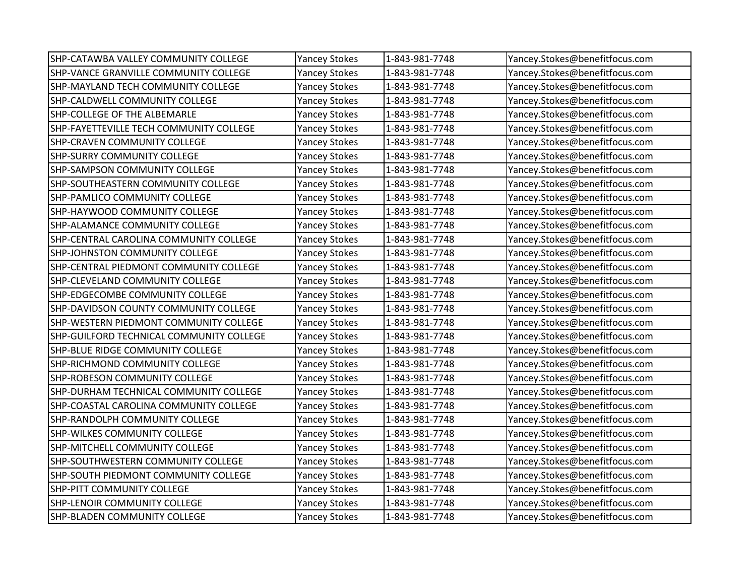| | | | |
|---|---|---|---|
| SHP-CATAWBA VALLEY COMMUNITY COLLEGE | Yancey Stokes | 1-843-981-7748 | Yancey.Stokes@benefitfocus.com |
| SHP-VANCE GRANVILLE COMMUNITY COLLEGE | Yancey Stokes | 1-843-981-7748 | Yancey.Stokes@benefitfocus.com |
| SHP-MAYLAND TECH COMMUNITY COLLEGE | Yancey Stokes | 1-843-981-7748 | Yancey.Stokes@benefitfocus.com |
| SHP-CALDWELL COMMUNITY COLLEGE | Yancey Stokes | 1-843-981-7748 | Yancey.Stokes@benefitfocus.com |
| SHP-COLLEGE OF THE ALBEMARLE | Yancey Stokes | 1-843-981-7748 | Yancey.Stokes@benefitfocus.com |
| SHP-FAYETTEVILLE TECH COMMUNITY COLLEGE | Yancey Stokes | 1-843-981-7748 | Yancey.Stokes@benefitfocus.com |
| SHP-CRAVEN COMMUNITY COLLEGE | Yancey Stokes | 1-843-981-7748 | Yancey.Stokes@benefitfocus.com |
| SHP-SURRY COMMUNITY COLLEGE | Yancey Stokes | 1-843-981-7748 | Yancey.Stokes@benefitfocus.com |
| SHP-SAMPSON COMMUNITY COLLEGE | Yancey Stokes | 1-843-981-7748 | Yancey.Stokes@benefitfocus.com |
| SHP-SOUTHEASTERN COMMUNITY COLLEGE | Yancey Stokes | 1-843-981-7748 | Yancey.Stokes@benefitfocus.com |
| SHP-PAMLICO COMMUNITY COLLEGE | Yancey Stokes | 1-843-981-7748 | Yancey.Stokes@benefitfocus.com |
| SHP-HAYWOOD COMMUNITY COLLEGE | Yancey Stokes | 1-843-981-7748 | Yancey.Stokes@benefitfocus.com |
| SHP-ALAMANCE COMMUNITY COLLEGE | Yancey Stokes | 1-843-981-7748 | Yancey.Stokes@benefitfocus.com |
| SHP-CENTRAL CAROLINA COMMUNITY COLLEGE | Yancey Stokes | 1-843-981-7748 | Yancey.Stokes@benefitfocus.com |
| SHP-JOHNSTON COMMUNITY COLLEGE | Yancey Stokes | 1-843-981-7748 | Yancey.Stokes@benefitfocus.com |
| SHP-CENTRAL PIEDMONT COMMUNITY COLLEGE | Yancey Stokes | 1-843-981-7748 | Yancey.Stokes@benefitfocus.com |
| SHP-CLEVELAND COMMUNITY COLLEGE | Yancey Stokes | 1-843-981-7748 | Yancey.Stokes@benefitfocus.com |
| SHP-EDGECOMBE COMMUNITY COLLEGE | Yancey Stokes | 1-843-981-7748 | Yancey.Stokes@benefitfocus.com |
| SHP-DAVIDSON COUNTY COMMUNITY COLLEGE | Yancey Stokes | 1-843-981-7748 | Yancey.Stokes@benefitfocus.com |
| SHP-WESTERN PIEDMONT COMMUNITY COLLEGE | Yancey Stokes | 1-843-981-7748 | Yancey.Stokes@benefitfocus.com |
| SHP-GUILFORD TECHNICAL COMMUNITY COLLEGE | Yancey Stokes | 1-843-981-7748 | Yancey.Stokes@benefitfocus.com |
| SHP-BLUE RIDGE COMMUNITY COLLEGE | Yancey Stokes | 1-843-981-7748 | Yancey.Stokes@benefitfocus.com |
| SHP-RICHMOND COMMUNITY COLLEGE | Yancey Stokes | 1-843-981-7748 | Yancey.Stokes@benefitfocus.com |
| SHP-ROBESON COMMUNITY COLLEGE | Yancey Stokes | 1-843-981-7748 | Yancey.Stokes@benefitfocus.com |
| SHP-DURHAM TECHNICAL COMMUNITY COLLEGE | Yancey Stokes | 1-843-981-7748 | Yancey.Stokes@benefitfocus.com |
| SHP-COASTAL CAROLINA COMMUNITY COLLEGE | Yancey Stokes | 1-843-981-7748 | Yancey.Stokes@benefitfocus.com |
| SHP-RANDOLPH COMMUNITY COLLEGE | Yancey Stokes | 1-843-981-7748 | Yancey.Stokes@benefitfocus.com |
| SHP-WILKES COMMUNITY COLLEGE | Yancey Stokes | 1-843-981-7748 | Yancey.Stokes@benefitfocus.com |
| SHP-MITCHELL COMMUNITY COLLEGE | Yancey Stokes | 1-843-981-7748 | Yancey.Stokes@benefitfocus.com |
| SHP-SOUTHWESTERN COMMUNITY COLLEGE | Yancey Stokes | 1-843-981-7748 | Yancey.Stokes@benefitfocus.com |
| SHP-SOUTH PIEDMONT COMMUNITY COLLEGE | Yancey Stokes | 1-843-981-7748 | Yancey.Stokes@benefitfocus.com |
| SHP-PITT COMMUNITY COLLEGE | Yancey Stokes | 1-843-981-7748 | Yancey.Stokes@benefitfocus.com |
| SHP-LENOIR COMMUNITY COLLEGE | Yancey Stokes | 1-843-981-7748 | Yancey.Stokes@benefitfocus.com |
| SHP-BLADEN COMMUNITY COLLEGE | Yancey Stokes | 1-843-981-7748 | Yancey.Stokes@benefitfocus.com |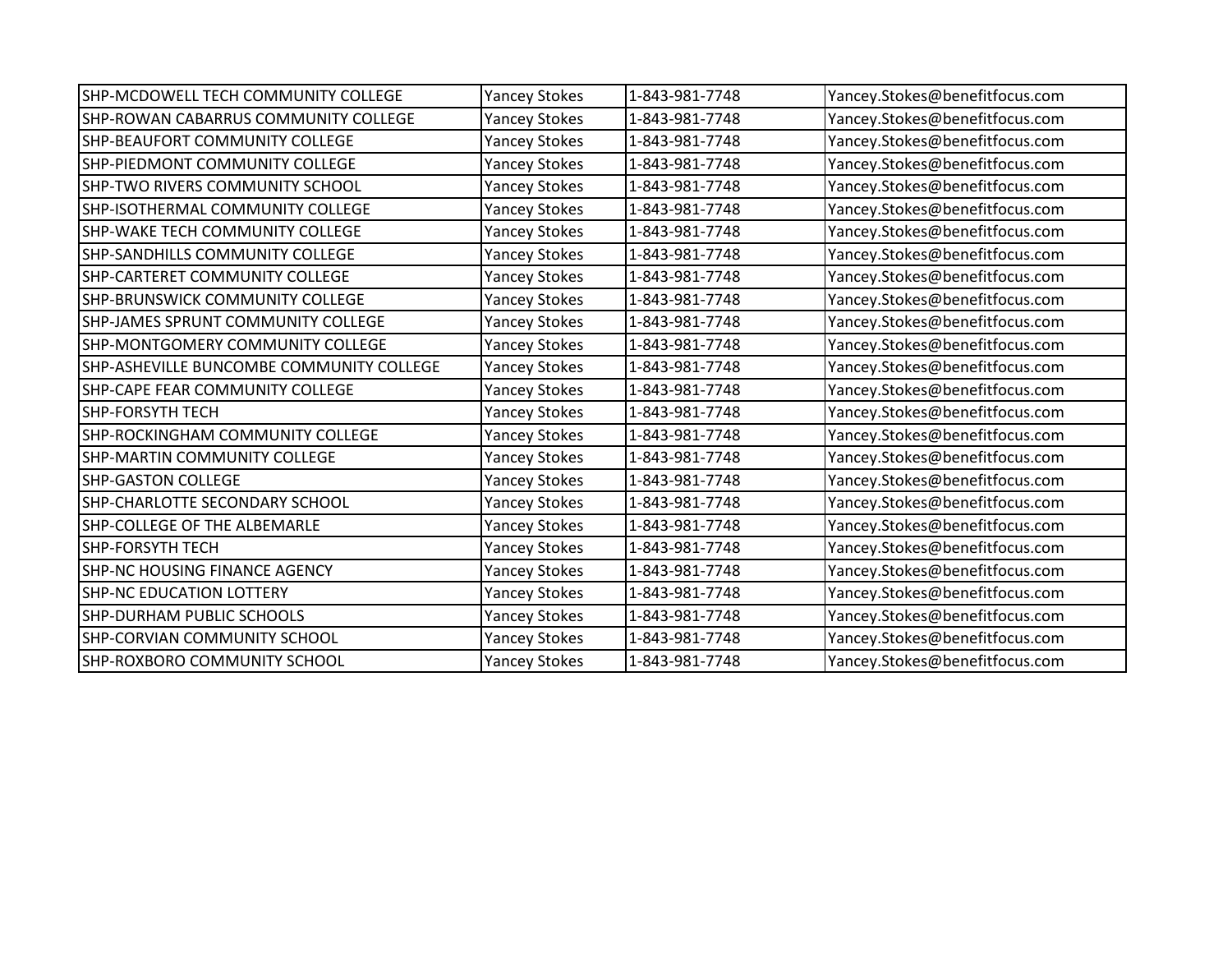| | | | |
|---|---|---|---|
| SHP-MCDOWELL TECH COMMUNITY COLLEGE | Yancey Stokes | 1-843-981-7748 | Yancey.Stokes@benefitfocus.com |
| SHP-ROWAN CABARRUS COMMUNITY COLLEGE | Yancey Stokes | 1-843-981-7748 | Yancey.Stokes@benefitfocus.com |
| SHP-BEAUFORT COMMUNITY COLLEGE | Yancey Stokes | 1-843-981-7748 | Yancey.Stokes@benefitfocus.com |
| SHP-PIEDMONT COMMUNITY COLLEGE | Yancey Stokes | 1-843-981-7748 | Yancey.Stokes@benefitfocus.com |
| SHP-TWO RIVERS COMMUNITY SCHOOL | Yancey Stokes | 1-843-981-7748 | Yancey.Stokes@benefitfocus.com |
| SHP-ISOTHERMAL COMMUNITY COLLEGE | Yancey Stokes | 1-843-981-7748 | Yancey.Stokes@benefitfocus.com |
| SHP-WAKE TECH COMMUNITY COLLEGE | Yancey Stokes | 1-843-981-7748 | Yancey.Stokes@benefitfocus.com |
| SHP-SANDHILLS COMMUNITY COLLEGE | Yancey Stokes | 1-843-981-7748 | Yancey.Stokes@benefitfocus.com |
| SHP-CARTERET COMMUNITY COLLEGE | Yancey Stokes | 1-843-981-7748 | Yancey.Stokes@benefitfocus.com |
| SHP-BRUNSWICK COMMUNITY COLLEGE | Yancey Stokes | 1-843-981-7748 | Yancey.Stokes@benefitfocus.com |
| SHP-JAMES SPRUNT COMMUNITY COLLEGE | Yancey Stokes | 1-843-981-7748 | Yancey.Stokes@benefitfocus.com |
| SHP-MONTGOMERY COMMUNITY COLLEGE | Yancey Stokes | 1-843-981-7748 | Yancey.Stokes@benefitfocus.com |
| SHP-ASHEVILLE BUNCOMBE COMMUNITY COLLEGE | Yancey Stokes | 1-843-981-7748 | Yancey.Stokes@benefitfocus.com |
| SHP-CAPE FEAR COMMUNITY COLLEGE | Yancey Stokes | 1-843-981-7748 | Yancey.Stokes@benefitfocus.com |
| SHP-FORSYTH TECH | Yancey Stokes | 1-843-981-7748 | Yancey.Stokes@benefitfocus.com |
| SHP-ROCKINGHAM COMMUNITY COLLEGE | Yancey Stokes | 1-843-981-7748 | Yancey.Stokes@benefitfocus.com |
| SHP-MARTIN COMMUNITY COLLEGE | Yancey Stokes | 1-843-981-7748 | Yancey.Stokes@benefitfocus.com |
| SHP-GASTON COLLEGE | Yancey Stokes | 1-843-981-7748 | Yancey.Stokes@benefitfocus.com |
| SHP-CHARLOTTE SECONDARY SCHOOL | Yancey Stokes | 1-843-981-7748 | Yancey.Stokes@benefitfocus.com |
| SHP-COLLEGE OF THE ALBEMARLE | Yancey Stokes | 1-843-981-7748 | Yancey.Stokes@benefitfocus.com |
| SHP-FORSYTH TECH | Yancey Stokes | 1-843-981-7748 | Yancey.Stokes@benefitfocus.com |
| SHP-NC HOUSING FINANCE AGENCY | Yancey Stokes | 1-843-981-7748 | Yancey.Stokes@benefitfocus.com |
| SHP-NC EDUCATION LOTTERY | Yancey Stokes | 1-843-981-7748 | Yancey.Stokes@benefitfocus.com |
| SHP-DURHAM PUBLIC SCHOOLS | Yancey Stokes | 1-843-981-7748 | Yancey.Stokes@benefitfocus.com |
| SHP-CORVIAN COMMUNITY SCHOOL | Yancey Stokes | 1-843-981-7748 | Yancey.Stokes@benefitfocus.com |
| SHP-ROXBORO COMMUNITY SCHOOL | Yancey Stokes | 1-843-981-7748 | Yancey.Stokes@benefitfocus.com |